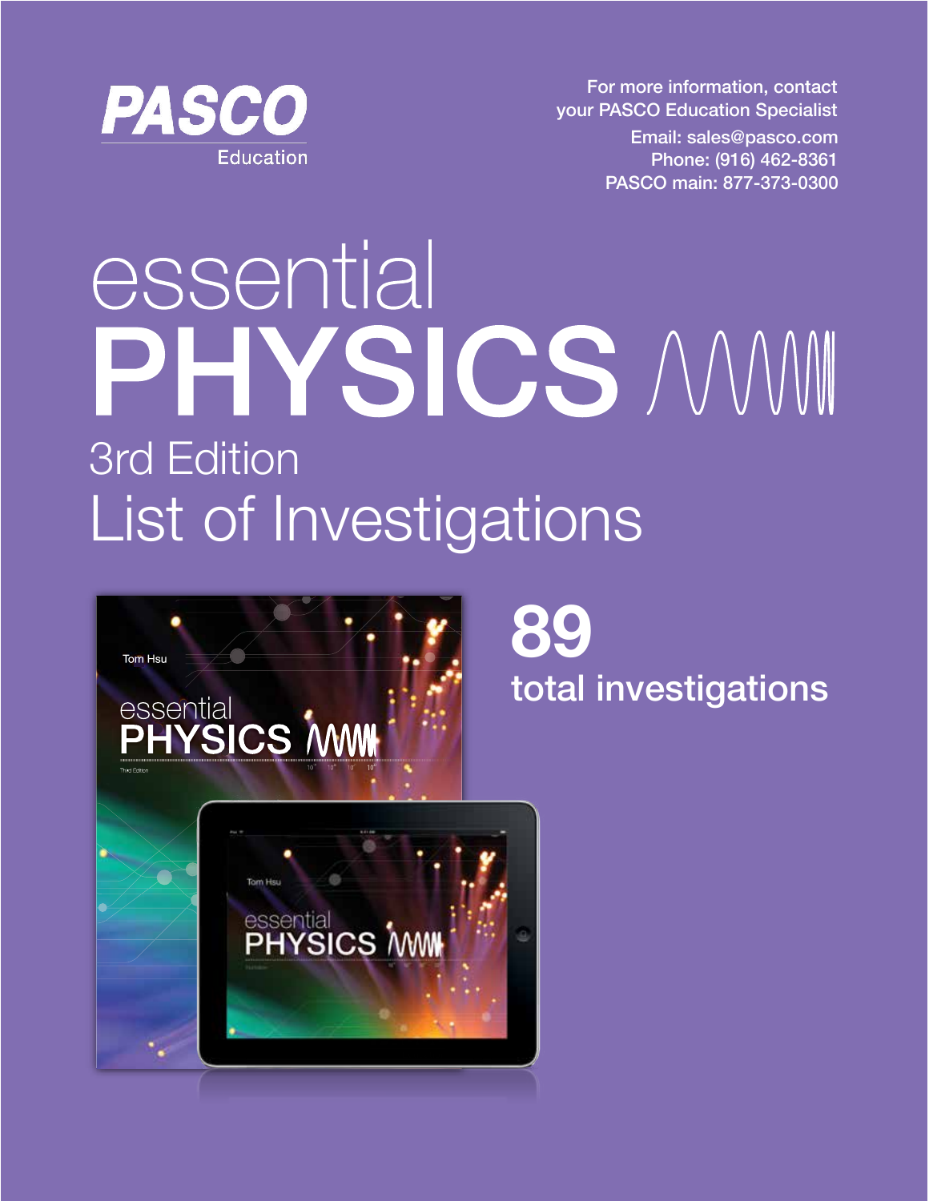PASCO Education

For more information, contact your PASCO Education Specialist
Email: sales@pasco.com
Phone: (916) 462-8361
PASCO main: 877-373-0300

# essential PHYSICS

## 3rd Edition
## List of Investigations

**89**
**total investigations**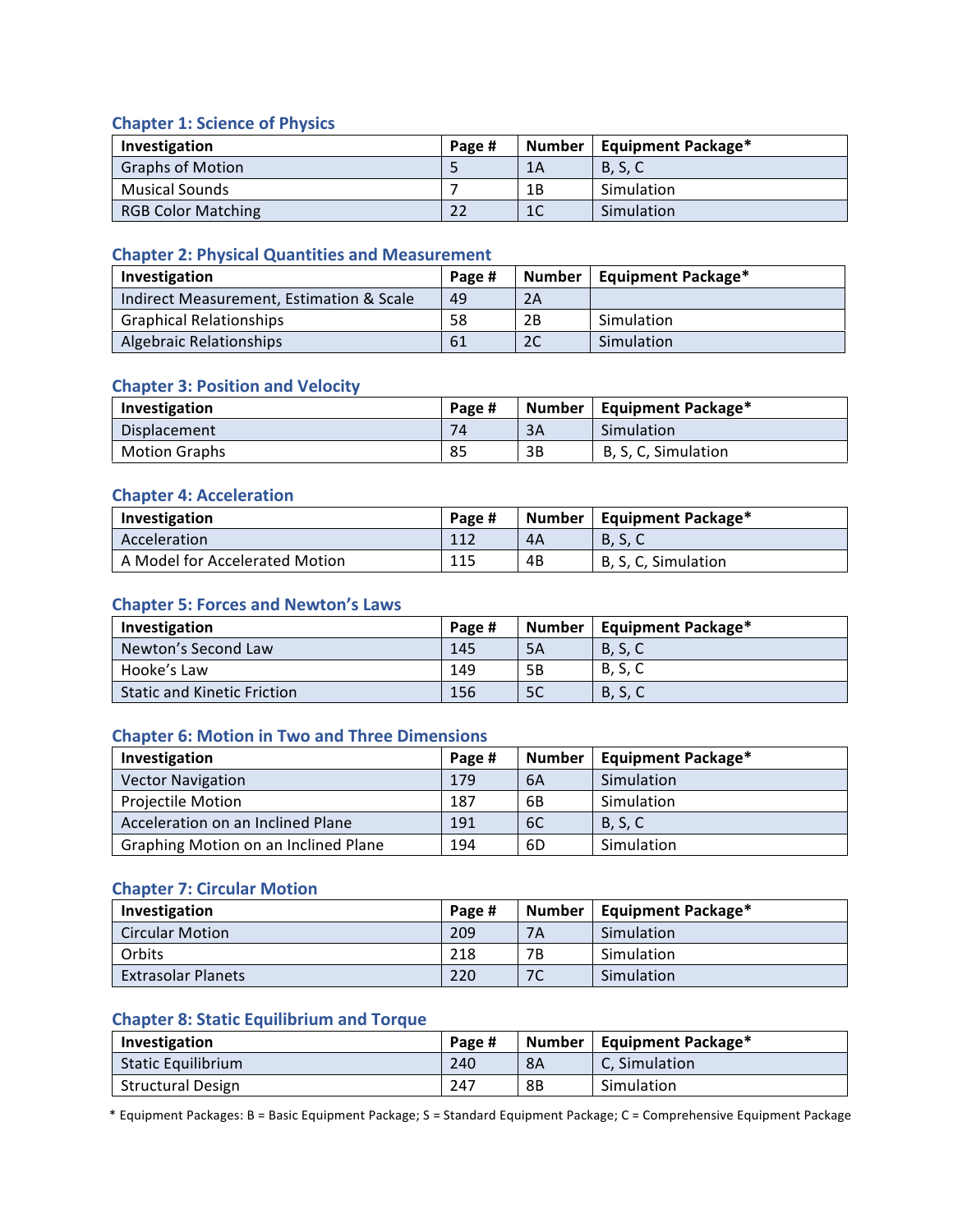### Chapter 1: Science of Physics

| Investigation | Page # | Number | Equipment Package* |
|---|---|---|---|
| Graphs of Motion | 5 | 1A | B, S, C |
| Musical Sounds | 7 | 1B | Simulation |
| RGB Color Matching | 22 | 1C | Simulation |

### Chapter 2: Physical Quantities and Measurement

| Investigation | Page # | Number | Equipment Package* |
|---|---|---|---|
| Indirect Measurement, Estimation & Scale | 49 | 2A | |
| Graphical Relationships | 58 | 2B | Simulation |
| Algebraic Relationships | 61 | 2C | Simulation |

### Chapter 3: Position and Velocity

| Investigation | Page # | Number | Equipment Package* |
|---|---|---|---|
| Displacement | 74 | 3A | Simulation |
| Motion Graphs | 85 | 3B | B, S, C, Simulation |

### Chapter 4: Acceleration

| Investigation | Page # | Number | Equipment Package* |
|---|---|---|---|
| Acceleration | 112 | 4A | B, S, C |
| A Model for Accelerated Motion | 115 | 4B | B, S, C, Simulation |

### Chapter 5: Forces and Newton's Laws

| Investigation | Page # | Number | Equipment Package* |
|---|---|---|---|
| Newton's Second Law | 145 | 5A | B, S, C |
| Hooke's Law | 149 | 5B | B, S, C |
| Static and Kinetic Friction | 156 | 5C | B, S, C |

### Chapter 6: Motion in Two and Three Dimensions

| Investigation | Page # | Number | Equipment Package* |
|---|---|---|---|
| Vector Navigation | 179 | 6A | Simulation |
| Projectile Motion | 187 | 6B | Simulation |
| Acceleration on an Inclined Plane | 191 | 6C | B, S, C |
| Graphing Motion on an Inclined Plane | 194 | 6D | Simulation |

### Chapter 7: Circular Motion

| Investigation | Page # | Number | Equipment Package* |
|---|---|---|---|
| Circular Motion | 209 | 7A | Simulation |
| Orbits | 218 | 7B | Simulation |
| Extrasolar Planets | 220 | 7C | Simulation |

### Chapter 8: Static Equilibrium and Torque

| Investigation | Page # | Number | Equipment Package* |
|---|---|---|---|
| Static Equilibrium | 240 | 8A | C, Simulation |
| Structural Design | 247 | 8B | Simulation |

* Equipment Packages: B = Basic Equipment Package; S = Standard Equipment Package; C = Comprehensive Equipment Package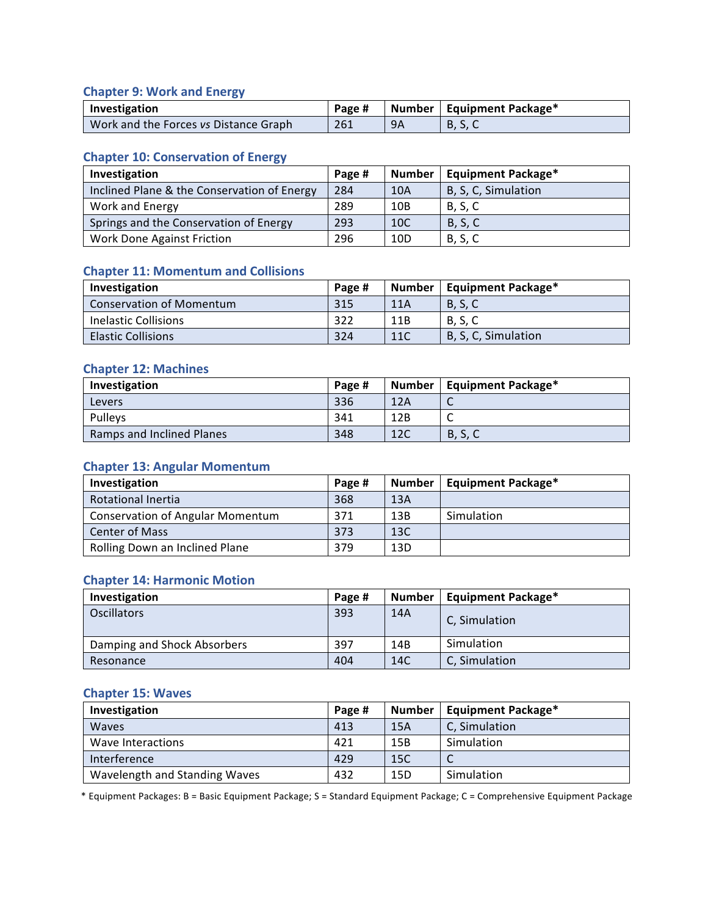### Chapter 9: Work and Energy

| Investigation | Page # | Number | Equipment Package* |
|---|---|---|---|
| Work and the Forces *vs* Distance Graph | 261 | 9A | B, S, C |

### Chapter 10: Conservation of Energy

| Investigation | Page # | Number | Equipment Package* |
|---|---|---|---|
| Inclined Plane & the Conservation of Energy | 284 | 10A | B, S, C, Simulation |
| Work and Energy | 289 | 10B | B, S, C |
| Springs and the Conservation of Energy | 293 | 10C | B, S, C |
| Work Done Against Friction | 296 | 10D | B, S, C |

### Chapter 11: Momentum and Collisions

| Investigation | Page # | Number | Equipment Package* |
|---|---|---|---|
| Conservation of Momentum | 315 | 11A | B, S, C |
| Inelastic Collisions | 322 | 11B | B, S, C |
| Elastic Collisions | 324 | 11C | B, S, C, Simulation |

### Chapter 12: Machines

| Investigation | Page # | Number | Equipment Package* |
|---|---|---|---|
| Levers | 336 | 12A | C |
| Pulleys | 341 | 12B | C |
| Ramps and Inclined Planes | 348 | 12C | B, S, C |

### Chapter 13: Angular Momentum

| Investigation | Page # | Number | Equipment Package* |
|---|---|---|---|
| Rotational Inertia | 368 | 13A | |
| Conservation of Angular Momentum | 371 | 13B | Simulation |
| Center of Mass | 373 | 13C | |
| Rolling Down an Inclined Plane | 379 | 13D | |

### Chapter 14: Harmonic Motion

| Investigation | Page # | Number | Equipment Package* |
|---|---|---|---|
| Oscillators | 393 | 14A | C, Simulation |
| Damping and Shock Absorbers | 397 | 14B | Simulation |
| Resonance | 404 | 14C | C, Simulation |

### Chapter 15: Waves

| Investigation | Page # | Number | Equipment Package* |
|---|---|---|---|
| Waves | 413 | 15A | C, Simulation |
| Wave Interactions | 421 | 15B | Simulation |
| Interference | 429 | 15C | C |
| Wavelength and Standing Waves | 432 | 15D | Simulation |

* Equipment Packages: B = Basic Equipment Package; S = Standard Equipment Package; C = Comprehensive Equipment Package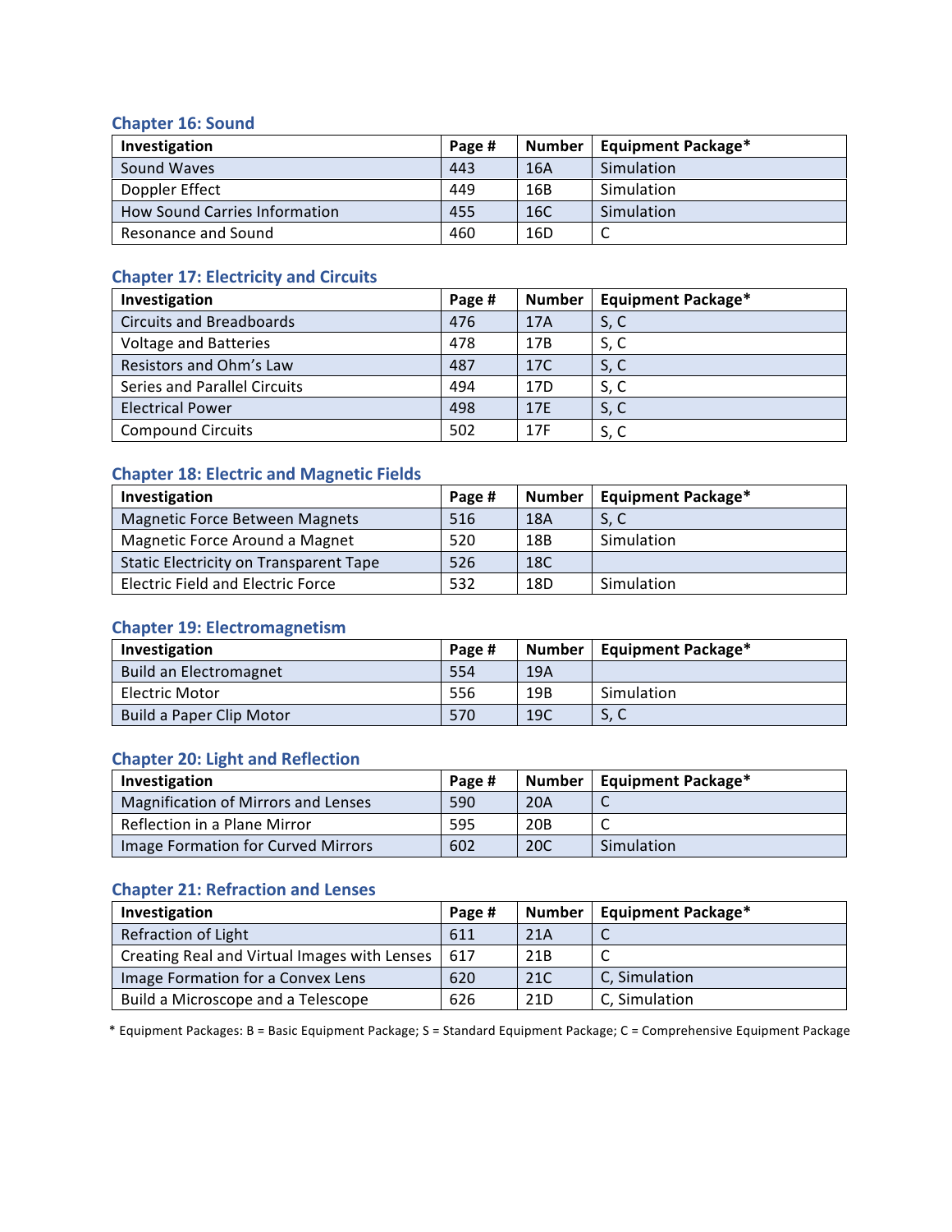### Chapter 16: Sound

| Investigation | Page # | Number | Equipment Package* |
|---|---|---|---|
| Sound Waves | 443 | 16A | Simulation |
| Doppler Effect | 449 | 16B | Simulation |
| How Sound Carries Information | 455 | 16C | Simulation |
| Resonance and Sound | 460 | 16D | C |

### Chapter 17: Electricity and Circuits

| Investigation | Page # | Number | Equipment Package* |
|---|---|---|---|
| Circuits and Breadboards | 476 | 17A | S, C |
| Voltage and Batteries | 478 | 17B | S, C |
| Resistors and Ohm's Law | 487 | 17C | S, C |
| Series and Parallel Circuits | 494 | 17D | S, C |
| Electrical Power | 498 | 17E | S, C |
| Compound Circuits | 502 | 17F | S, C |

### Chapter 18: Electric and Magnetic Fields

| Investigation | Page # | Number | Equipment Package* |
|---|---|---|---|
| Magnetic Force Between Magnets | 516 | 18A | S, C |
| Magnetic Force Around a Magnet | 520 | 18B | Simulation |
| Static Electricity on Transparent Tape | 526 | 18C | |
| Electric Field and Electric Force | 532 | 18D | Simulation |

### Chapter 19: Electromagnetism

| Investigation | Page # | Number | Equipment Package* |
|---|---|---|---|
| Build an Electromagnet | 554 | 19A | |
| Electric Motor | 556 | 19B | Simulation |
| Build a Paper Clip Motor | 570 | 19C | S, C |

### Chapter 20: Light and Reflection

| Investigation | Page # | Number | Equipment Package* |
|---|---|---|---|
| Magnification of Mirrors and Lenses | 590 | 20A | C |
| Reflection in a Plane Mirror | 595 | 20B | C |
| Image Formation for Curved Mirrors | 602 | 20C | Simulation |

### Chapter 21: Refraction and Lenses

| Investigation | Page # | Number | Equipment Package* |
|---|---|---|---|
| Refraction of Light | 611 | 21A | C |
| Creating Real and Virtual Images with Lenses | 617 | 21B | C |
| Image Formation for a Convex Lens | 620 | 21C | C, Simulation |
| Build a Microscope and a Telescope | 626 | 21D | C, Simulation |

* Equipment Packages: B = Basic Equipment Package; S = Standard Equipment Package; C = Comprehensive Equipment Package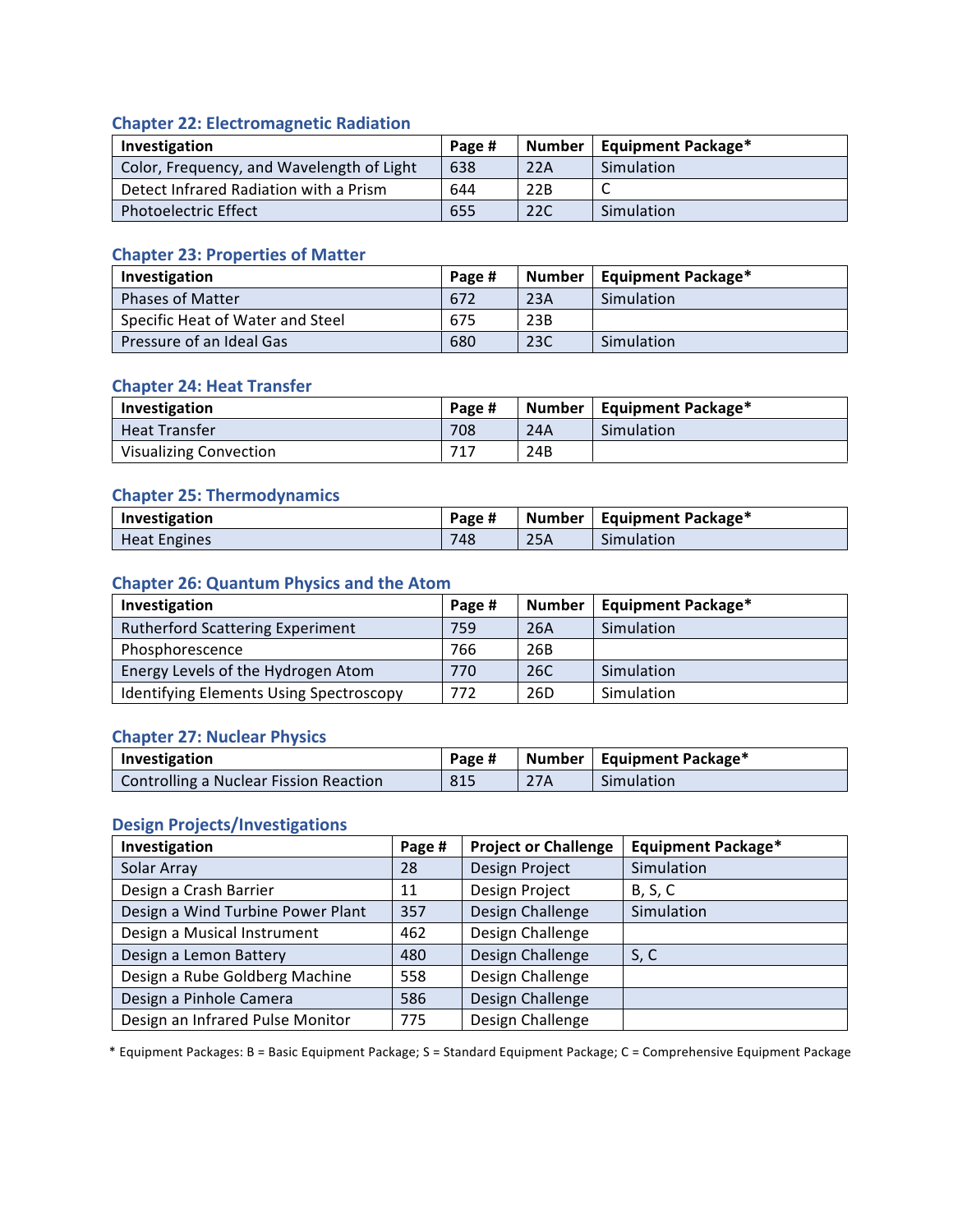### Chapter 22: Electromagnetic Radiation

| Investigation | Page # | Number | Equipment Package* |
| --- | --- | --- | --- |
| Color, Frequency, and Wavelength of Light | 638 | 22A | Simulation |
| Detect Infrared Radiation with a Prism | 644 | 22B | C |
| Photoelectric Effect | 655 | 22C | Simulation |

### Chapter 23: Properties of Matter

| Investigation | Page # | Number | Equipment Package* |
| --- | --- | --- | --- |
| Phases of Matter | 672 | 23A | Simulation |
| Specific Heat of Water and Steel | 675 | 23B | |
| Pressure of an Ideal Gas | 680 | 23C | Simulation |

### Chapter 24: Heat Transfer

| Investigation | Page # | Number | Equipment Package* |
| --- | --- | --- | --- |
| Heat Transfer | 708 | 24A | Simulation |
| Visualizing Convection | 717 | 24B | |

### Chapter 25: Thermodynamics

| Investigation | Page # | Number | Equipment Package* |
| --- | --- | --- | --- |
| Heat Engines | 748 | 25A | Simulation |

### Chapter 26: Quantum Physics and the Atom

| Investigation | Page # | Number | Equipment Package* |
| --- | --- | --- | --- |
| Rutherford Scattering Experiment | 759 | 26A | Simulation |
| Phosphorescence | 766 | 26B | |
| Energy Levels of the Hydrogen Atom | 770 | 26C | Simulation |
| Identifying Elements Using Spectroscopy | 772 | 26D | Simulation |

### Chapter 27: Nuclear Physics

| Investigation | Page # | Number | Equipment Package* |
| --- | --- | --- | --- |
| Controlling a Nuclear Fission Reaction | 815 | 27A | Simulation |

### Design Projects/Investigations

| Investigation | Page # | Project or Challenge | Equipment Package* |
| --- | --- | --- | --- |
| Solar Array | 28 | Design Project | Simulation |
| Design a Crash Barrier | 11 | Design Project | B, S, C |
| Design a Wind Turbine Power Plant | 357 | Design Challenge | Simulation |
| Design a Musical Instrument | 462 | Design Challenge | |
| Design a Lemon Battery | 480 | Design Challenge | S, C |
| Design a Rube Goldberg Machine | 558 | Design Challenge | |
| Design a Pinhole Camera | 586 | Design Challenge | |
| Design an Infrared Pulse Monitor | 775 | Design Challenge | |

* Equipment Packages: B = Basic Equipment Package; S = Standard Equipment Package; C = Comprehensive Equipment Package